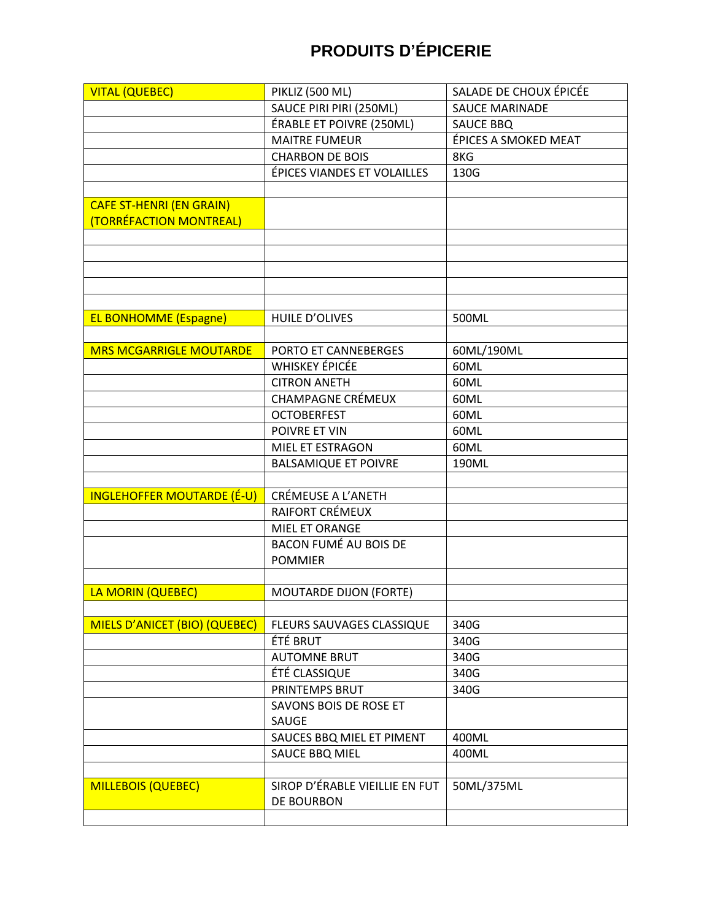# PRODUITS D'ÉPICERIE

| | | |
|---|---|---|
| VITAL (QUEBEC) | PIKLIZ (500 ML) | SALADE DE CHOUX ÉPICÉE |
| | SAUCE PIRI PIRI (250ML) | SAUCE MARINADE |
| | ÉRABLE ET POIVRE (250ML) | SAUCE BBQ |
| | MAITRE FUMEUR | ÉPICES A SMOKED MEAT |
| | CHARBON DE BOIS | 8KG |
| | ÉPICES VIANDES ET VOLAILLES | 130G |
| | | |
| CAFE ST-HENRI (EN GRAIN) (TORRÉFACTION MONTREAL) | | |
| | | |
| | | |
| | | |
| | | |
| | | |
| EL BONHOMME (Espagne) | HUILE D'OLIVES | 500ML |
| | | |
| MRS MCGARRIGLE MOUTARDE | PORTO ET CANNEBERGES | 60ML/190ML |
| | WHISKEY ÉPICÉE | 60ML |
| | CITRON ANETH | 60ML |
| | CHAMPAGNE CRÉMEUX | 60ML |
| | OCTOBERFEST | 60ML |
| | POIVRE ET VIN | 60ML |
| | MIEL ET ESTRAGON | 60ML |
| | BALSAMIQUE ET POIVRE | 190ML |
| | | |
| INGLEHOFFER MOUTARDE (É-U) | CRÉMEUSE A L'ANETH | |
| | RAIFORT CRÉMEUX | |
| | MIEL ET ORANGE | |
| | BACON FUMÉ AU BOIS DE POMMIER | |
| | | |
| LA MORIN (QUEBEC) | MOUTARDE DIJON (FORTE) | |
| | | |
| MIELS D'ANICET (BIO) (QUEBEC) | FLEURS SAUVAGES CLASSIQUE | 340G |
| | ÉTÉ BRUT | 340G |
| | AUTOMNE BRUT | 340G |
| | ÉTÉ CLASSIQUE | 340G |
| | PRINTEMPS BRUT | 340G |
| | SAVONS BOIS DE ROSE ET SAUGE | |
| | SAUCES BBQ MIEL ET PIMENT | 400ML |
| | SAUCE BBQ MIEL | 400ML |
| | | |
| MILLEBOIS (QUEBEC) | SIROP D'ÉRABLE VIEILLIE EN FUT DE BOURBON | 50ML/375ML |
| | | |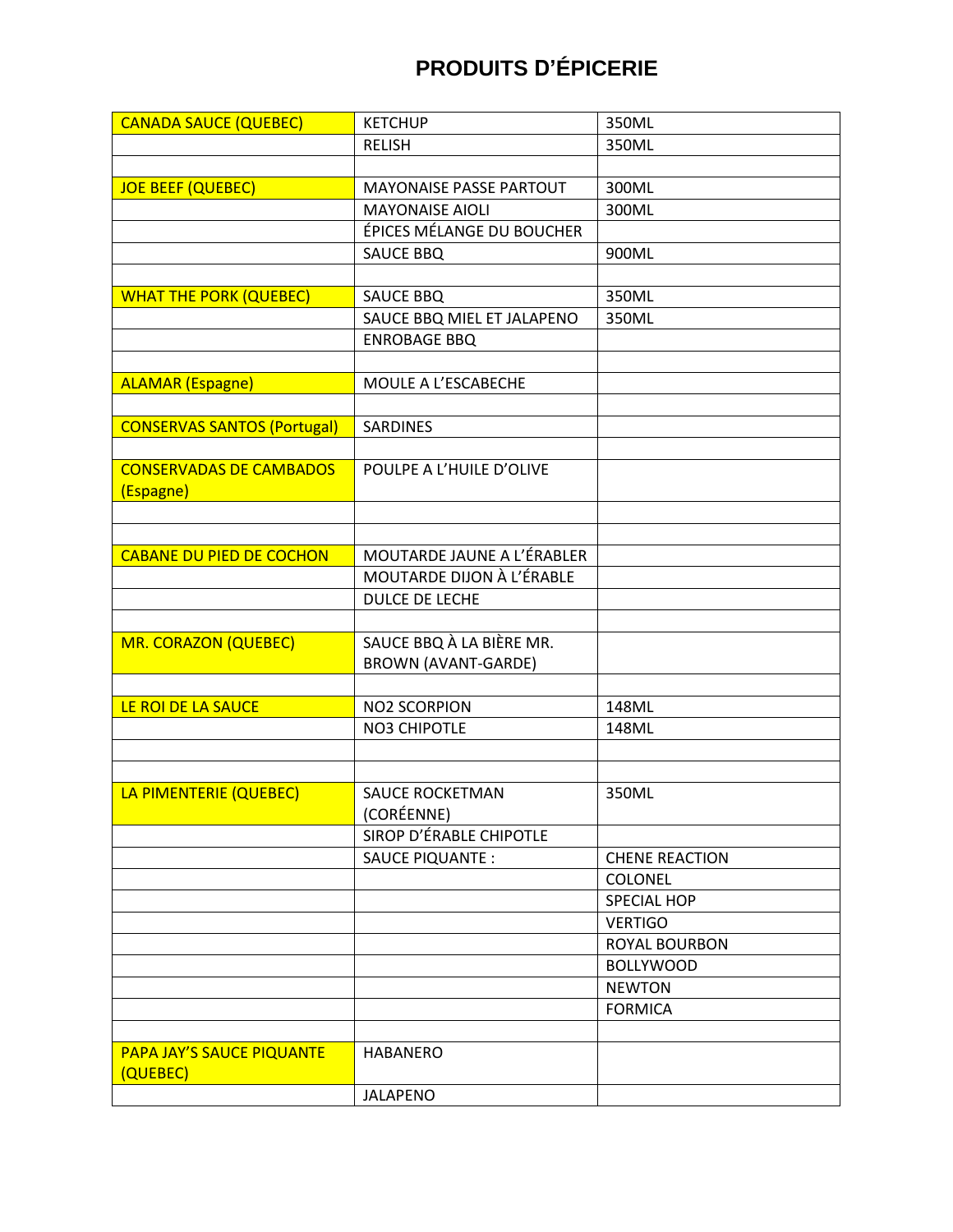# PRODUITS D'ÉPICERIE

| | | |
|---|---|---|
| CANADA SAUCE (QUEBEC) | KETCHUP | 350ML |
| | RELISH | 350ML |
| | | |
| JOE BEEF (QUEBEC) | MAYONAISE PASSE PARTOUT | 300ML |
| | MAYONAISE AIOLI | 300ML |
| | ÉPICES MÉLANGE DU BOUCHER | |
| | SAUCE BBQ | 900ML |
| | | |
| WHAT THE PORK (QUEBEC) | SAUCE BBQ | 350ML |
| | SAUCE BBQ MIEL ET JALAPENO | 350ML |
| | ENROBAGE BBQ | |
| | | |
| ALAMAR (Espagne) | MOULE A L'ESCABECHE | |
| | | |
| CONSERVAS SANTOS (Portugal) | SARDINES | |
| | | |
| CONSERVADAS DE CAMBADOS (Espagne) | POULPE A L'HUILE D'OLIVE | |
| | | |
| | | |
| CABANE DU PIED DE COCHON | MOUTARDE JAUNE A L'ÉRABLER | |
| | MOUTARDE DIJON À L'ÉRABLE | |
| | DULCE DE LECHE | |
| | | |
| MR. CORAZON (QUEBEC) | SAUCE BBQ À LA BIÈRE MR. BROWN (AVANT-GARDE) | |
| | | |
| LE ROI DE LA SAUCE | NO2 SCORPION | 148ML |
| | NO3 CHIPOTLE | 148ML |
| | | |
| | | |
| LA PIMENTERIE (QUEBEC) | SAUCE ROCKETMAN (CORÉENNE) | 350ML |
| | SIROP D'ÉRABLE CHIPOTLE | |
| | SAUCE PIQUANTE : | CHENE REACTION |
| | | COLONEL |
| | | SPECIAL HOP |
| | | VERTIGO |
| | | ROYAL BOURBON |
| | | BOLLYWOOD |
| | | NEWTON |
| | | FORMICA |
| | | |
| PAPA JAY'S SAUCE PIQUANTE (QUEBEC) | HABANERO | |
| | JALAPENO | |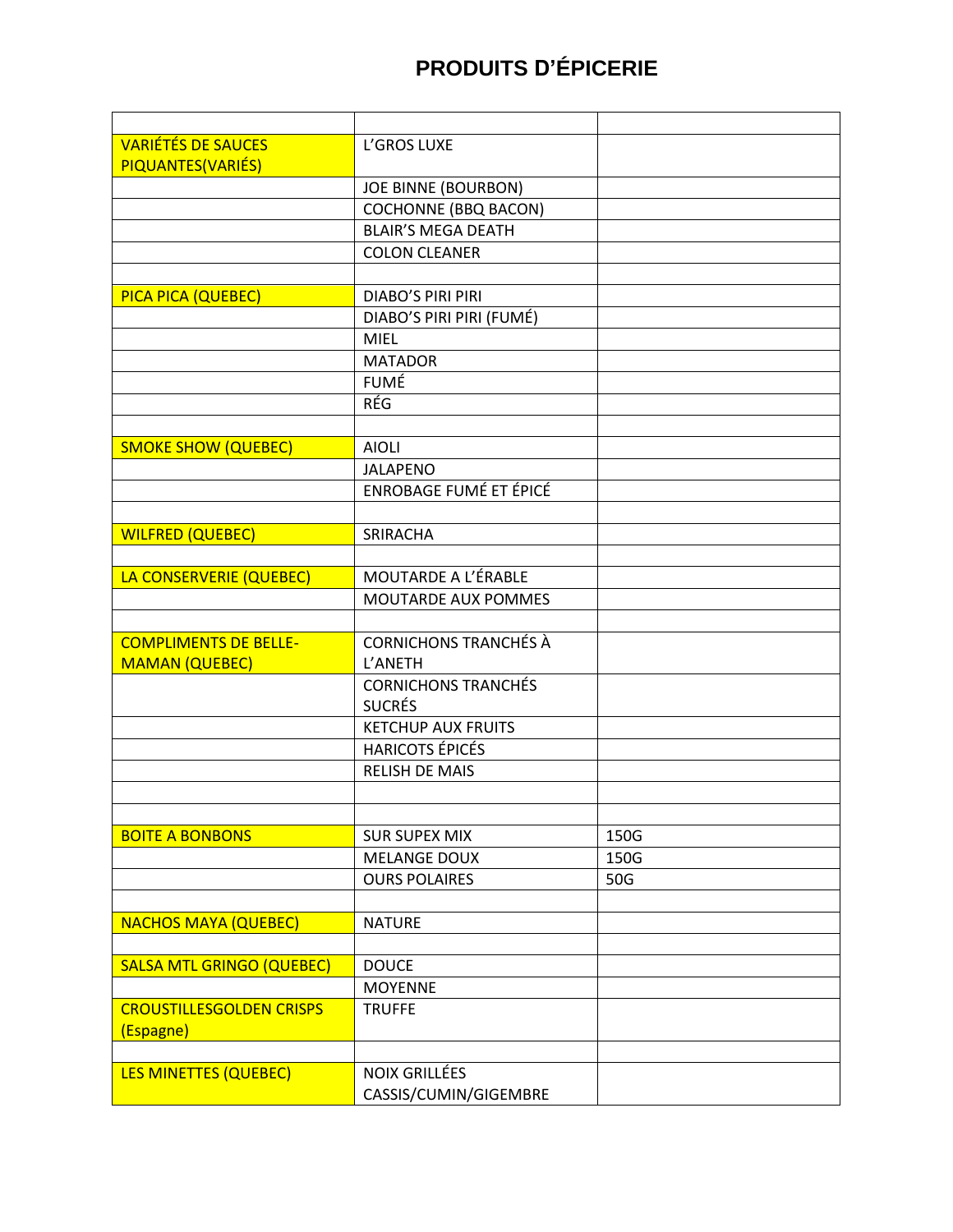# PRODUITS D'ÉPICERIE

| | | |
|---|---|---|
| VARIÉTÉS DE SAUCES PIQUANTES(VARIÉS) | L'GROS LUXE | |
| | JOE BINNE (BOURBON) | |
| | COCHONNE (BBQ BACON) | |
| | BLAIR'S MEGA DEATH | |
| | COLON CLEANER | |
| | | |
| PICA PICA (QUEBEC) | DIABO'S PIRI PIRI | |
| | DIABO'S PIRI PIRI (FUMÉ) | |
| | MIEL | |
| | MATADOR | |
| | FUMÉ | |
| | RÉG | |
| | | |
| SMOKE SHOW (QUEBEC) | AIOLI | |
| | JALAPENO | |
| | ENROBAGE FUMÉ ET ÉPICÉ | |
| | | |
| WILFRED (QUEBEC) | SRIRACHA | |
| | | |
| LA CONSERVERIE (QUEBEC) | MOUTARDE A L'ÉRABLE | |
| | MOUTARDE AUX POMMES | |
| | | |
| COMPLIMENTS DE BELLE-MAMAN (QUEBEC) | CORNICHONS TRANCHÉS À L'ANETH | |
| | CORNICHONS TRANCHÉS SUCRÉS | |
| | KETCHUP AUX FRUITS | |
| | HARICOTS ÉPICÉS | |
| | RELISH DE MAIS | |
| | | |
| | | |
| BOITE A BONBONS | SUR SUPEX MIX | 150G |
| | MELANGE DOUX | 150G |
| | OURS POLAIRES | 50G |
| | | |
| NACHOS MAYA (QUEBEC) | NATURE | |
| | | |
| SALSA MTL GRINGO (QUEBEC) | DOUCE | |
| | MOYENNE | |
| CROUSTILLESGOLDEN CRISPS (Espagne) | TRUFFE | |
| | | |
| LES MINETTES (QUEBEC) | NOIX GRILLÉES CASSIS/CUMIN/GIGEMBRE | |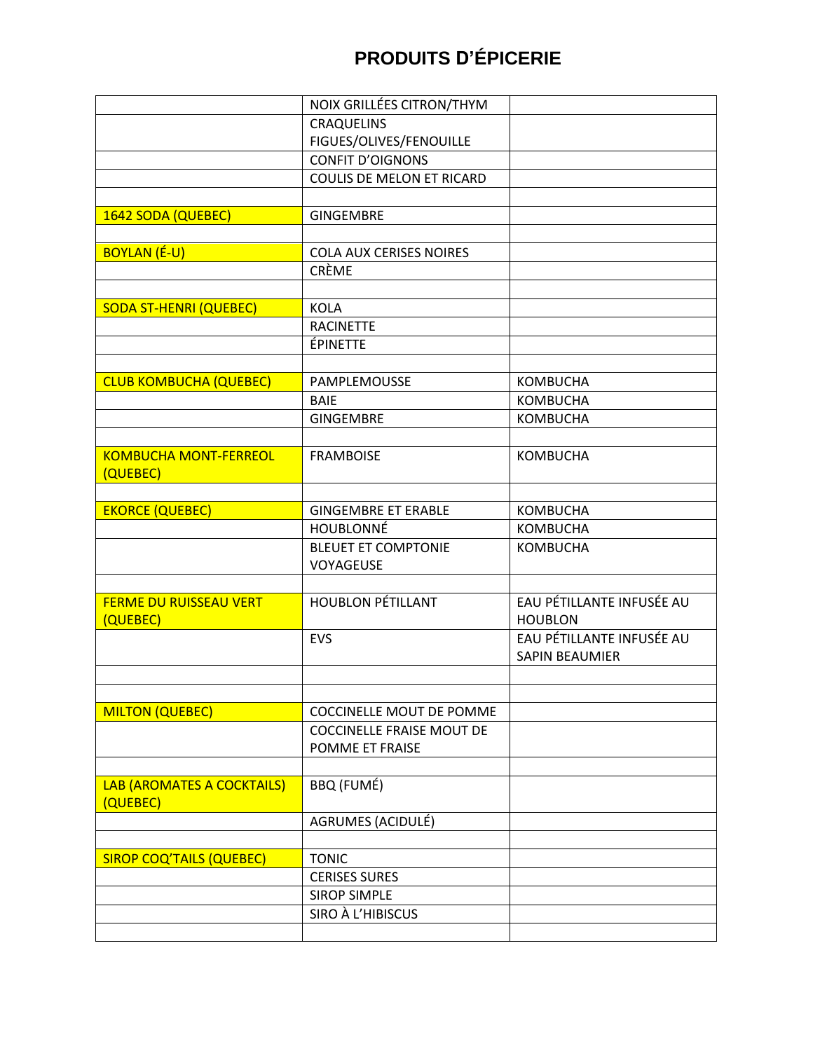# PRODUITS D'ÉPICERIE

| | | |
|---|---|---|
| | NOIX GRILLÉES CITRON/THYM | |
| | CRAQUELINS FIGUES/OLIVES/FENOUILLE | |
| | CONFIT D'OIGNONS | |
| | COULIS DE MELON ET RICARD | |
| | | |
| 1642 SODA (QUEBEC) | GINGEMBRE | |
| | | |
| BOYLAN (É-U) | COLA AUX CERISES NOIRES | |
| | CRÈME | |
| | | |
| SODA ST-HENRI (QUEBEC) | KOLA | |
| | RACINETTE | |
| | ÉPINETTE | |
| | | |
| CLUB KOMBUCHA (QUEBEC) | PAMPLEMOUSSE | KOMBUCHA |
| | BAIE | KOMBUCHA |
| | GINGEMBRE | KOMBUCHA |
| | | |
| KOMBUCHA MONT-FERREOL (QUEBEC) | FRAMBOISE | KOMBUCHA |
| | | |
| EKORCE (QUEBEC) | GINGEMBRE ET ERABLE | KOMBUCHA |
| | HOUBLONNÉ | KOMBUCHA |
| | BLEUET ET COMPTONIE VOYAGEUSE | KOMBUCHA |
| | | |
| FERME DU RUISSEAU VERT (QUEBEC) | HOUBLON PÉTILLANT | EAU PÉTILLANTE INFUSÉE AU HOUBLON |
| | EVS | EAU PÉTILLANTE INFUSÉE AU SAPIN BEAUMIER |
| | | |
| | | |
| MILTON (QUEBEC) | COCCINELLE MOUT DE POMME | |
| | COCCINELLE FRAISE MOUT DE POMME ET FRAISE | |
| | | |
| LAB (AROMATES A COCKTAILS) (QUEBEC) | BBQ (FUMÉ) | |
| | AGRUMES (ACIDULÉ) | |
| | | |
| SIROP COQ'TAILS (QUEBEC) | TONIC | |
| | CERISES SURES | |
| | SIROP SIMPLE | |
| | SIRO À L'HIBISCUS | |
| | | |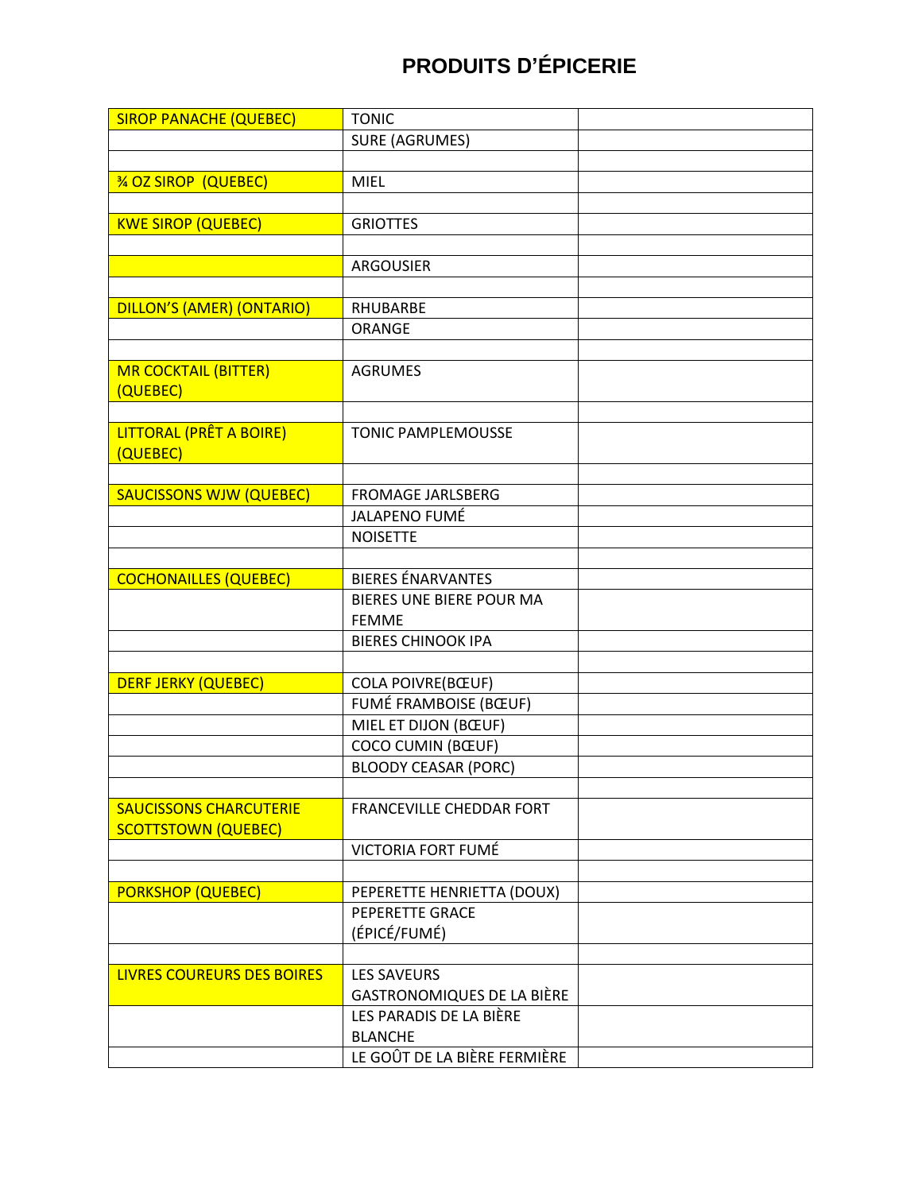# PRODUITS D'ÉPICERIE

| | | |
|---|---|---|
| SIROP PANACHE (QUEBEC) | TONIC | |
| | SURE (AGRUMES) | |
| | | |
| ¾ OZ SIROP (QUEBEC) | MIEL | |
| | | |
| KWE SIROP (QUEBEC) | GRIOTTES | |
| | | |
| | ARGOUSIER | |
| | | |
| DILLON'S (AMER) (ONTARIO) | RHUBARBE | |
| | ORANGE | |
| | | |
| MR COCKTAIL (BITTER) (QUEBEC) | AGRUMES | |
| | | |
| LITTORAL (PRÊT A BOIRE) (QUEBEC) | TONIC PAMPLEMOUSSE | |
| | | |
| SAUCISSONS WJW (QUEBEC) | FROMAGE JARLSBERG | |
| | JALAPENO FUMÉ | |
| | NOISETTE | |
| | | |
| COCHONAILLES (QUEBEC) | BIERES ÉNARVANTES | |
| | BIERES UNE BIERE POUR MA FEMME | |
| | BIERES CHINOOK IPA | |
| | | |
| DERF JERKY (QUEBEC) | COLA POIVRE(BŒUF) | |
| | FUMÉ FRAMBOISE (BŒUF) | |
| | MIEL ET DIJON (BŒUF) | |
| | COCO CUMIN (BŒUF) | |
| | BLOODY CEASAR (PORC) | |
| | | |
| SAUCISSONS CHARCUTERIE SCOTTSTOWN (QUEBEC) | FRANCEVILLE CHEDDAR FORT | |
| | VICTORIA FORT FUMÉ | |
| | | |
| PORKSHOP (QUEBEC) | PEPERETTE HENRIETTA (DOUX) | |
| | PEPERETTE GRACE (ÉPICÉ/FUMÉ) | |
| | | |
| LIVRES COUREURS DES BOIRES | LES SAVEURS GASTRONOMIQUES DE LA BIÈRE | |
| | LES PARADIS DE LA BIÈRE BLANCHE | |
| | LE GOÛT DE LA BIÈRE FERMIÈRE | |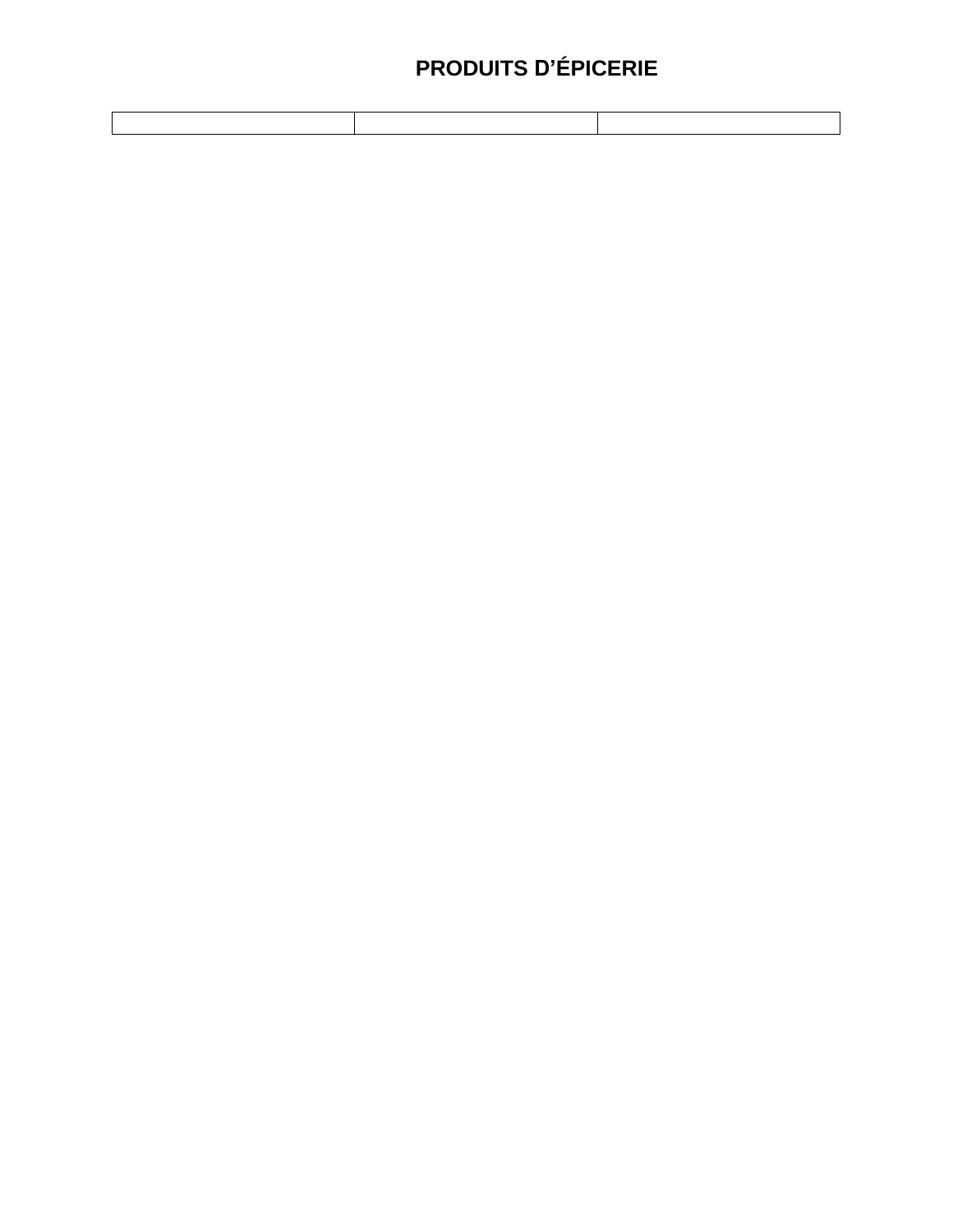# PRODUITS D’ÉPICERIE

| | | |
|---|---|---|